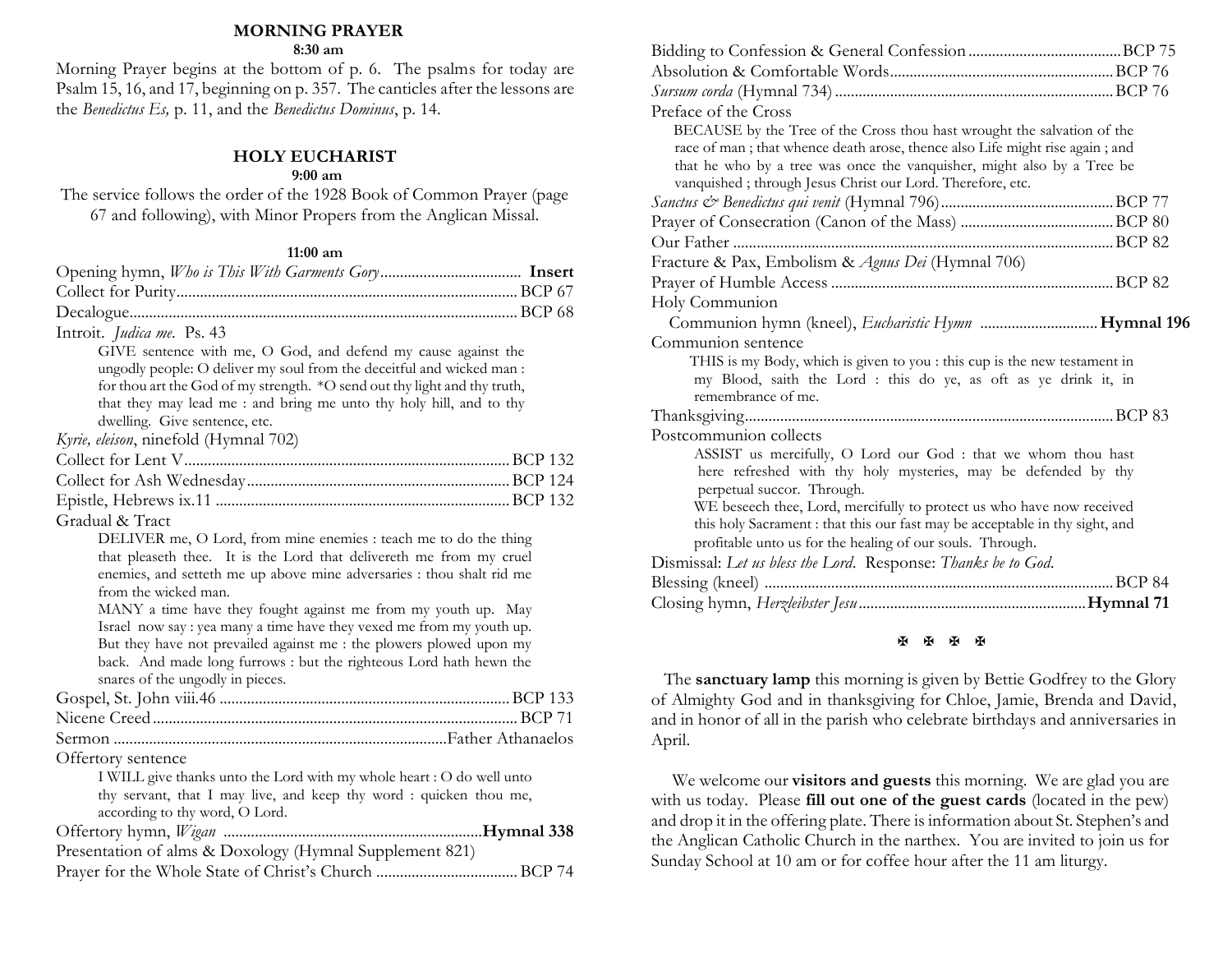## MORNING PRAYER

**8:30 am**

Morning Prayer begins at the bottom of p. 6. The psalms for today are Psalm 15, 16, and 17, beginning on p. 357. The canticles after the lessons are the *Benedictus Es,* p. 11, and the *Benedictus Dominus*, p. 14.

## HOLY EUCHARIST

**9:00 am**

The service follows the order of the 1928 Book of Common Prayer (page 67 and following), with Minor Propers from the Anglican Missal.

**11:00 am**

Opening hymn, *Who is This With Garments Gory* .................................... **Insert**

Collect for Purity ....................................................................................... BCP 67

Decalogue .................................................................................................. BCP 68

Introit. *Judica me*. Ps. 43

> GIVE sentence with me, O God, and defend my cause against the ungodly people: O deliver my soul from the deceitful and wicked man : for thou art the God of my strength. *O send out thy light and thy truth, that they may lead me : and bring me unto thy holy hill, and to thy dwelling. Give sentence, etc.

*Kyrie, eleison*, ninefold (Hymnal 702)

Collect for Lent V ..................................................................................... BCP 132

Collect for Ash Wednesday ....................................................................... BCP 124

Epistle, Hebrews ix.11 ............................................................................. BCP 132

Gradual & Tract

> DELIVER me, O Lord, from mine enemies : teach me to do the thing that pleaseth thee. It is the Lord that delivereth me from my cruel enemies, and setteth me up above mine adversaries : thou shalt rid me from the wicked man.
>
> MANY a time have they fought against me from my youth up. May Israel now say : yea many a time have they vexed me from my youth up. But they have not prevailed against me : the plowers plowed upon my back. And made long furrows : but the righteous Lord hath hewn the snares of the ungodly in pieces.

Gospel, St. John viii.46 ............................................................................ BCP 133

Nicene Creed .............................................................................................. BCP 71

Sermon ............................................................................................ Father Athanaelos

Offertory sentence

> I WILL give thanks unto the Lord with my whole heart : O do well unto thy servant, that I may live, and keep thy word : quicken thou me, according to thy word, O Lord.

Offertory hymn, *Wigan* ................................................................... **Hymnal 338**

Presentation of alms & Doxology (Hymnal Supplement 821)

Prayer for the Whole State of Christ's Church ....................................... BCP 74

Bidding to Confession & General Confession ........................................ BCP 75

Absolution & Comfortable Words ........................................................... BCP 76

*Sursum corda* (Hymnal 734) .................................................................... BCP 76

Preface of the Cross

> BECAUSE by the Tree of the Cross thou hast wrought the salvation of the race of man ; that whence death arose, thence also Life might rise again ; and that he who by a tree was once the vanquisher, might also by a Tree be vanquished ; through Jesus Christ our Lord. Therefore, etc.

*Sanctus & Benedictus qui venit* (Hymnal 796) ........................................ BCP 77

Prayer of Consecration (Canon of the Mass) ......................................... BCP 80

Our Father .................................................................................................. BCP 82

Fracture & Pax, Embolism & *Agnus Dei* (Hymnal 706)

Prayer of Humble Access ......................................................................... BCP 82

Holy Communion

Communion hymn (kneel), *Eucharistic Hymn* ................................ **Hymnal 196**

Communion sentence

> THIS is my Body, which is given to you : this cup is the new testament in my Blood, saith the Lord : this do ye, as oft as ye drink it, in remembrance of me.

Thanksgiving .............................................................................................. BCP 83

Postcommunion collects

> ASSIST us mercifully, O Lord our God : that we whom thou hast here refreshed with thy holy mysteries, may be defended by thy perpetual succor. Through.
>
> WE beseech thee, Lord, mercifully to protect us who have now received this holy Sacrament : that this our fast may be acceptable in thy sight, and profitable unto us for the healing of our souls. Through.

Dismissal: *Let us bless the Lord*. Response: *Thanks be to God*.

Blessing (kneel) ......................................................................................... BCP 84

Closing hymn, *Herzleibster Jesu* ........................................................... **Hymnal 71**

✠ ✠ ✠ ✠

The **sanctuary lamp** this morning is given by Bettie Godfrey to the Glory of Almighty God and in thanksgiving for Chloe, Jamie, Brenda and David, and in honor of all in the parish who celebrate birthdays and anniversaries in April.

We welcome our **visitors and guests** this morning. We are glad you are with us today. Please **fill out one of the guest cards** (located in the pew) and drop it in the offering plate. There is information about St. Stephen's and the Anglican Catholic Church in the narthex. You are invited to join us for Sunday School at 10 am or for coffee hour after the 11 am liturgy.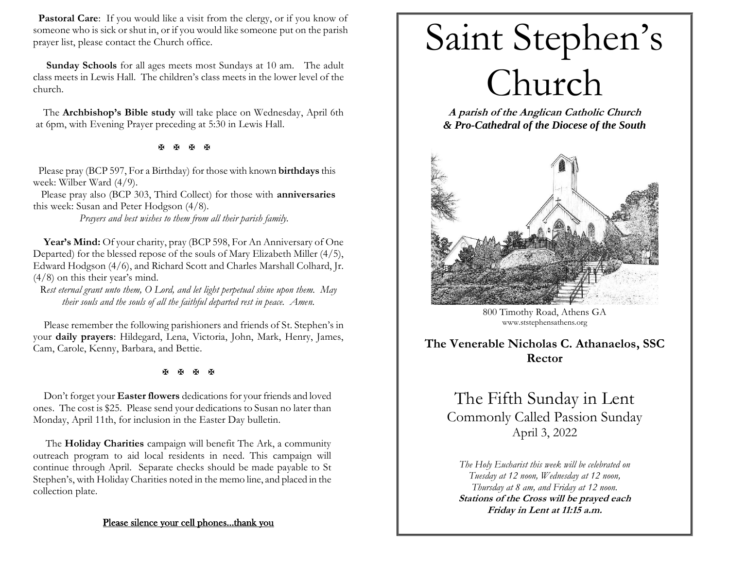**Pastoral Care**: If you would like a visit from the clergy, or if you know of someone who is sick or shut in, or if you would like someone put on the parish prayer list, please contact the Church office.

**Sunday Schools** for all ages meets most Sundays at 10 am. The adult class meets in Lewis Hall. The children's class meets in the lower level of the church.

The **Archbishop's Bible study** will take place on Wednesday, April 6th at 6pm, with Evening Prayer preceding at 5:30 in Lewis Hall.

✠ ✠ ✠ ✠

Please pray (BCP 597, For a Birthday) for those with known **birthdays** this week: Wilber Ward (4/9).

Please pray also (BCP 303, Third Collect) for those with **anniversaries** this week: Susan and Peter Hodgson (4/8).

*Prayers and best wishes to them from all their parish family.*

**Year's Mind:** Of your charity, pray (BCP 598, For An Anniversary of One Departed) for the blessed repose of the souls of Mary Elizabeth Miller (4/5), Edward Hodgson (4/6), and Richard Scott and Charles Marshall Colhard, Jr. (4/8) on this their year's mind.

*Rest eternal grant unto them, O Lord, and let light perpetual shine upon them. May their souls and the souls of all the faithful departed rest in peace. Amen.*

Please remember the following parishioners and friends of St. Stephen's in your **daily prayers**: Hildegard, Lena, Victoria, John, Mark, Henry, James, Cam, Carole, Kenny, Barbara, and Bettie.

✠ ✠ ✠ ✠

Don't forget your **Easter flowers** dedications for your friends and loved ones. The cost is $25. Please send your dedications to Susan no later than Monday, April 11th, for inclusion in the Easter Day bulletin.

The **Holiday Charities** campaign will benefit The Ark, a community outreach program to aid local residents in need. This campaign will continue through April. Separate checks should be made payable to St Stephen's, with Holiday Charities noted in the memo line, and placed in the collection plate.

<u>Please silence your cell phones...thank you</u>

# Saint Stephen's Church

***A parish of the Anglican Catholic Church***
***& Pro-Cathedral of the Diocese of the South***

800 Timothy Road, Athens GA
www.ststephensathens.org

**The Venerable Nicholas C. Athanaelos, SSC**
**Rector**

## The Fifth Sunday in Lent
Commonly Called Passion Sunday
April 3, 2022

*The Holy Eucharist this week will be celebrated on Tuesday at 12 noon, Wednesday at 12 noon, Thursday at 8 am, and Friday at 12 noon.*
***Stations of the Cross will be prayed each Friday in Lent at 11:15 a.m.***